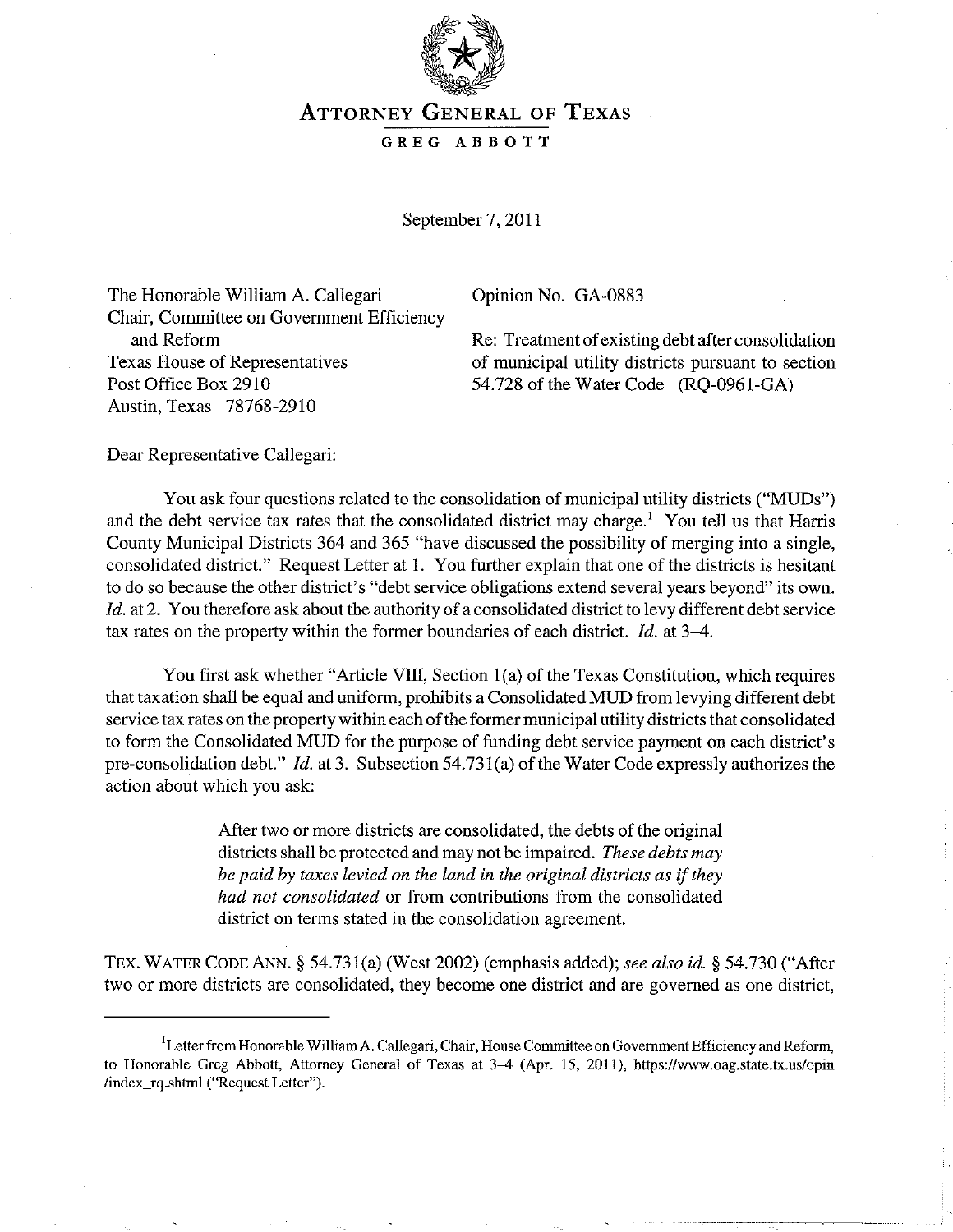# ATTORNEY GENERAL OF TEXAS

GREG ABBOTT

September 7, 2011

The Honorable William A. Callegari
Chair, Committee on Government Efficiency and Reform
Texas House of Representatives
Post Office Box 2910
Austin, Texas 78768-2910

Opinion No. GA-0883

Re: Treatment of existing debt after consolidation of municipal utility districts pursuant to section 54.728 of the Water Code (RQ-0961-GA)

Dear Representative Callegari:

You ask four questions related to the consolidation of municipal utility districts ("MUDs") and the debt service tax rates that the consolidated district may charge.[1] You tell us that Harris County Municipal Districts 364 and 365 "have discussed the possibility of merging into a single, consolidated district." Request Letter at 1. You further explain that one of the districts is hesitant to do so because the other district's "debt service obligations extend several years beyond" its own. *Id.* at 2. You therefore ask about the authority of a consolidated district to levy different debt service tax rates on the property within the former boundaries of each district. *Id.* at 3–4.

You first ask whether "Article VIII, Section 1(a) of the Texas Constitution, which requires that taxation shall be equal and uniform, prohibits a Consolidated MUD from levying different debt service tax rates on the property within each of the former municipal utility districts that consolidated to form the Consolidated MUD for the purpose of funding debt service payment on each district's pre-consolidation debt." *Id.* at 3. Subsection 54.731(a) of the Water Code expressly authorizes the action about which you ask:

> After two or more districts are consolidated, the debts of the original districts shall be protected and may not be impaired. *These debts may be paid by taxes levied on the land in the original districts as if they had not consolidated* or from contributions from the consolidated district on terms stated in the consolidation agreement.

TEX. WATER CODE ANN. § 54.731(a) (West 2002) (emphasis added); *see also id.* § 54.730 ("After two or more districts are consolidated, they become one district and are governed as one district,

---

[1] Letter from Honorable William A. Callegari, Chair, House Committee on Government Efficiency and Reform, to Honorable Greg Abbott, Attorney General of Texas at 3–4 (Apr. 15, 2011), https://www.oag.state.tx.us/opin/index_rq.shtml ("Request Letter").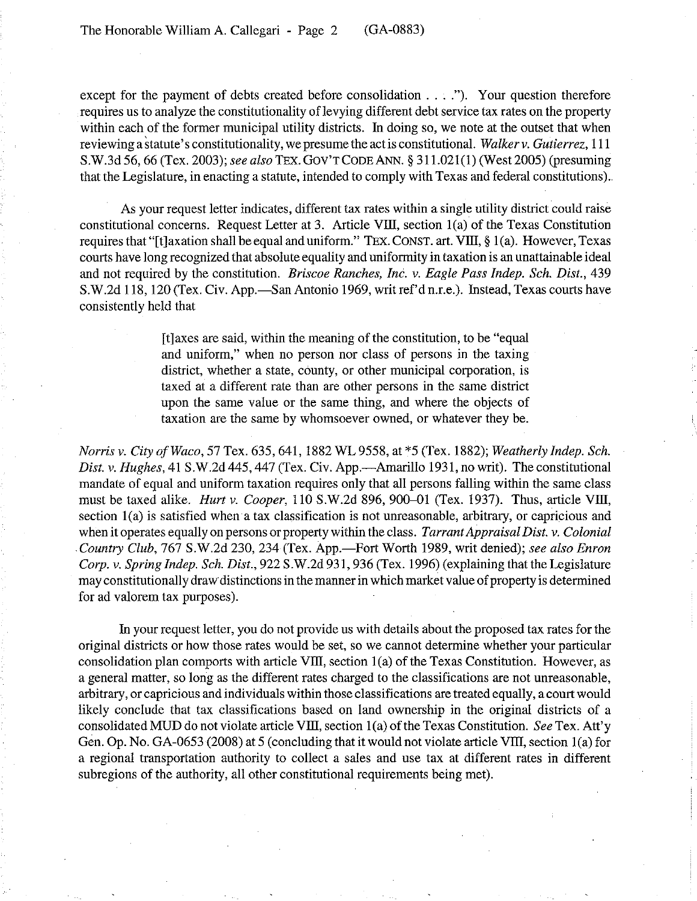except for the payment of debts created before consolidation . . . ."). Your question therefore requires us to analyze the constitutionality of levying different debt service tax rates on the property within each of the former municipal utility districts. In doing so, we note at the outset that when reviewing a statute's constitutionality, we presume the act is constitutional. *Walker v. Gutierrez*, 111 S.W.3d 56, 66 (Tex. 2003); *see also* TEX. GOV'T CODE ANN. § 311.021(1) (West 2005) (presuming that the Legislature, in enacting a statute, intended to comply with Texas and federal constitutions).

As your request letter indicates, different tax rates within a single utility district could raise constitutional concerns. Request Letter at 3. Article VIII, section 1(a) of the Texas Constitution requires that "[t]axation shall be equal and uniform." TEX. CONST. art. VIII, § 1(a). However, Texas courts have long recognized that absolute equality and uniformity in taxation is an unattainable ideal and not required by the constitution. *Briscoe Ranches, Inc. v. Eagle Pass Indep. Sch. Dist.*, 439 S.W.2d 118, 120 (Tex. Civ. App.—San Antonio 1969, writ ref'd n.r.e.). Instead, Texas courts have consistently held that

> [t]axes are said, within the meaning of the constitution, to be "equal and uniform," when no person nor class of persons in the taxing district, whether a state, county, or other municipal corporation, is taxed at a different rate than are other persons in the same district upon the same value or the same thing, and where the objects of taxation are the same by whomsoever owned, or whatever they be.

*Norris v. City of Waco*, 57 Tex. 635, 641, 1882 WL 9558, at *5 (Tex. 1882); *Weatherly Indep. Sch. Dist. v. Hughes*, 41 S.W.2d 445, 447 (Tex. Civ. App.—Amarillo 1931, no writ). The constitutional mandate of equal and uniform taxation requires only that all persons falling within the same class must be taxed alike. *Hurt v. Cooper*, 110 S.W.2d 896, 900–01 (Tex. 1937). Thus, article VIII, section 1(a) is satisfied when a tax classification is not unreasonable, arbitrary, or capricious and when it operates equally on persons or property within the class. *Tarrant Appraisal Dist. v. Colonial Country Club*, 767 S.W.2d 230, 234 (Tex. App.—Fort Worth 1989, writ denied); *see also Enron Corp. v. Spring Indep. Sch. Dist.*, 922 S.W.2d 931, 936 (Tex. 1996) (explaining that the Legislature may constitutionally draw distinctions in the manner in which market value of property is determined for ad valorem tax purposes).

In your request letter, you do not provide us with details about the proposed tax rates for the original districts or how those rates would be set, so we cannot determine whether your particular consolidation plan comports with article VIII, section 1(a) of the Texas Constitution. However, as a general matter, so long as the different rates charged to the classifications are not unreasonable, arbitrary, or capricious and individuals within those classifications are treated equally, a court would likely conclude that tax classifications based on land ownership in the original districts of a consolidated MUD do not violate article VIII, section 1(a) of the Texas Constitution. *See* Tex. Att'y Gen. Op. No. GA-0653 (2008) at 5 (concluding that it would not violate article VIII, section 1(a) for a regional transportation authority to collect a sales and use tax at different rates in different subregions of the authority, all other constitutional requirements being met).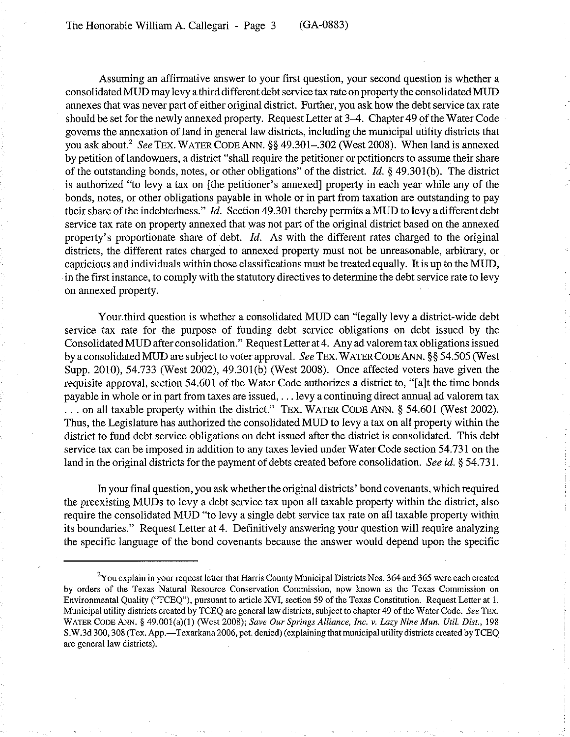Assuming an affirmative answer to your first question, your second question is whether a consolidated MUD may levy a third different debt service tax rate on property the consolidated MUD annexes that was never part of either original district. Further, you ask how the debt service tax rate should be set for the newly annexed property. Request Letter at 3–4. Chapter 49 of the Water Code governs the annexation of land in general law districts, including the municipal utility districts that you ask about.[2] *See* TEX. WATER CODE ANN. §§ 49.301–.302 (West 2008). When land is annexed by petition of landowners, a district "shall require the petitioner or petitioners to assume their share of the outstanding bonds, notes, or other obligations" of the district. *Id.* § 49.301(b). The district is authorized "to levy a tax on [the petitioner's annexed] property in each year while any of the bonds, notes, or other obligations payable in whole or in part from taxation are outstanding to pay their share of the indebtedness." *Id.* Section 49.301 thereby permits a MUD to levy a different debt service tax rate on property annexed that was not part of the original district based on the annexed property's proportionate share of debt. *Id.* As with the different rates charged to the original districts, the different rates charged to annexed property must not be unreasonable, arbitrary, or capricious and individuals within those classifications must be treated equally. It is up to the MUD, in the first instance, to comply with the statutory directives to determine the debt service rate to levy on annexed property.

Your third question is whether a consolidated MUD can "legally levy a district-wide debt service tax rate for the purpose of funding debt service obligations on debt issued by the Consolidated MUD after consolidation." Request Letter at 4. Any ad valorem tax obligations issued by a consolidated MUD are subject to voter approval. *See* TEX. WATER CODE ANN. §§ 54.505 (West Supp. 2010), 54.733 (West 2002), 49.301(b) (West 2008). Once affected voters have given the requisite approval, section 54.601 of the Water Code authorizes a district to, "[a]t the time bonds payable in whole or in part from taxes are issued, . . . levy a continuing direct annual ad valorem tax . . . on all taxable property within the district." TEX. WATER CODE ANN. § 54.601 (West 2002). Thus, the Legislature has authorized the consolidated MUD to levy a tax on all property within the district to fund debt service obligations on debt issued after the district is consolidated. This debt service tax can be imposed in addition to any taxes levied under Water Code section 54.731 on the land in the original districts for the payment of debts created before consolidation. *See id.* § 54.731.

In your final question, you ask whether the original districts' bond covenants, which required the preexisting MUDs to levy a debt service tax upon all taxable property within the district, also require the consolidated MUD "to levy a single debt service tax rate on all taxable property within its boundaries." Request Letter at 4. Definitively answering your question will require analyzing the specific language of the bond covenants because the answer would depend upon the specific

---

[2] You explain in your request letter that Harris County Municipal Districts Nos. 364 and 365 were each created by orders of the Texas Natural Resource Conservation Commission, now known as the Texas Commission on Environmental Quality ("TCEQ"), pursuant to article XVI, section 59 of the Texas Constitution. Request Letter at 1. Municipal utility districts created by TCEQ are general law districts, subject to chapter 49 of the Water Code. *See* TEX. WATER CODE ANN. § 49.001(a)(1) (West 2008); *Save Our Springs Alliance, Inc. v. Lazy Nine Mun. Util. Dist.*, 198 S.W.3d 300, 308 (Tex. App.—Texarkana 2006, pet. denied) (explaining that municipal utility districts created by TCEQ are general law districts).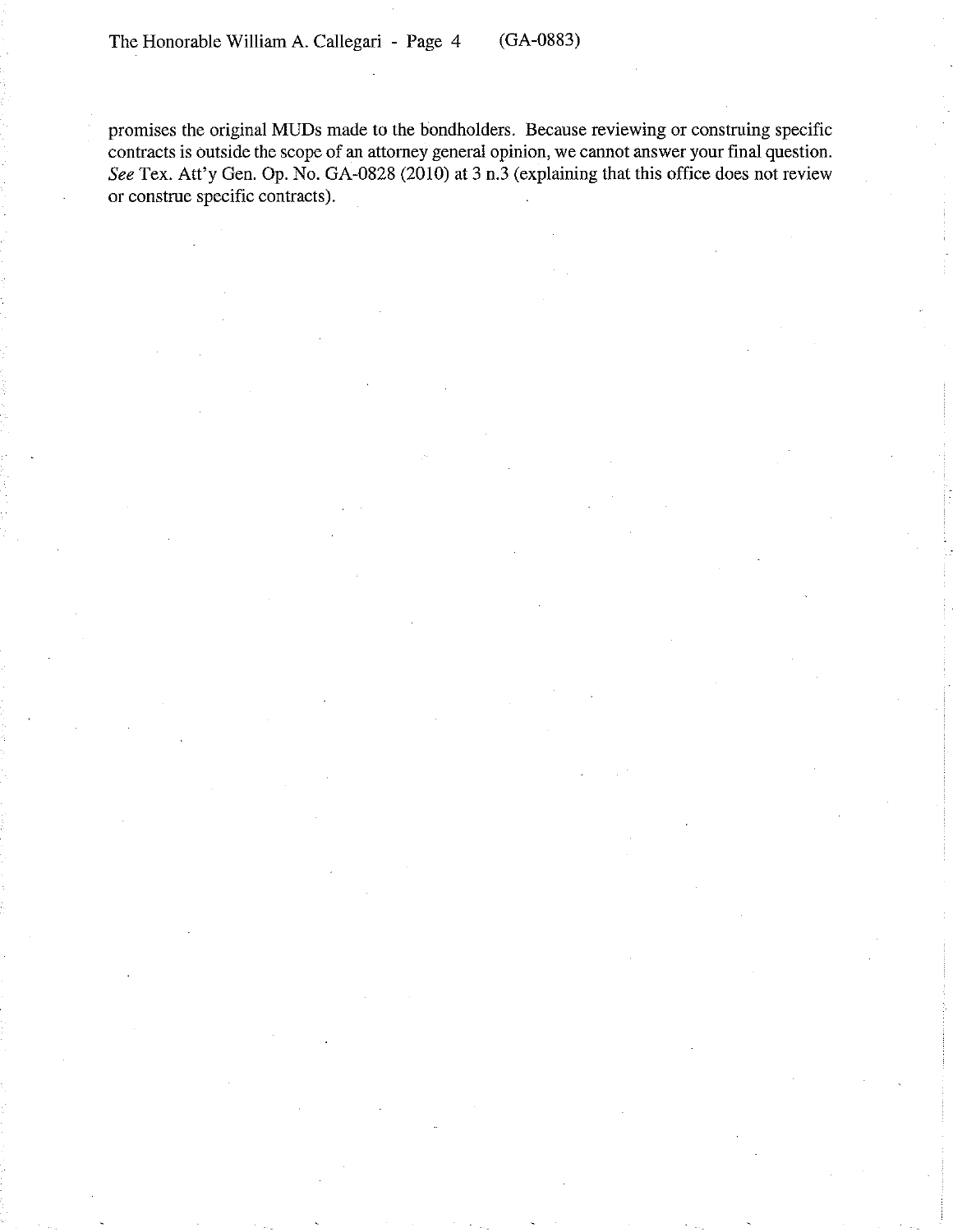promises the original MUDs made to the bondholders. Because reviewing or construing specific contracts is outside the scope of an attorney general opinion, we cannot answer your final question. *See* Tex. Att'y Gen. Op. No. GA-0828 (2010) at 3 n.3 (explaining that this office does not review or construe specific contracts).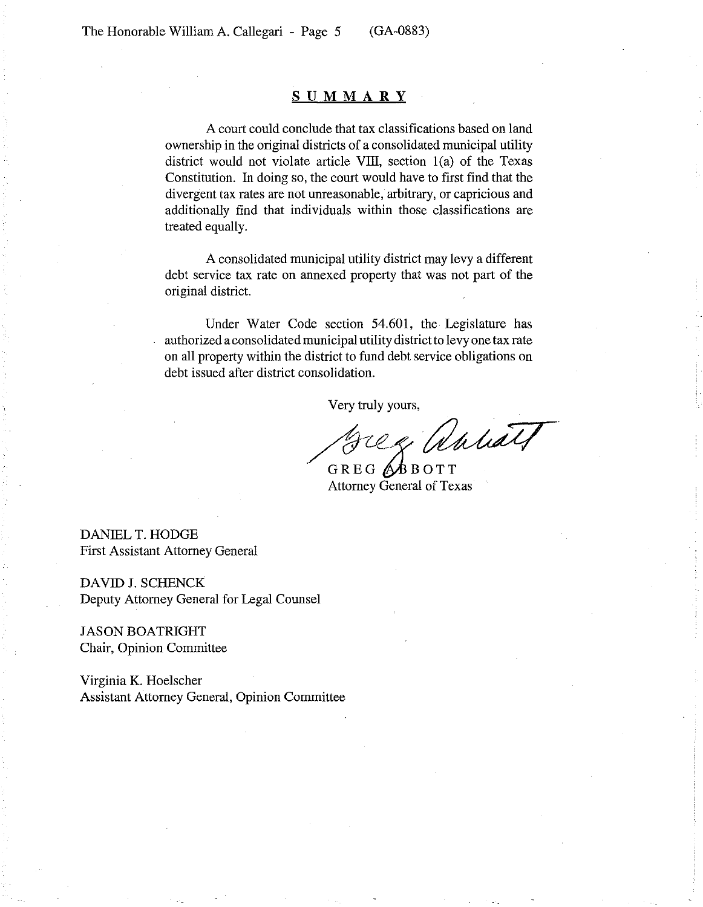## SUMMARY

A court could conclude that tax classifications based on land ownership in the original districts of a consolidated municipal utility district would not violate article VIII, section 1(a) of the Texas Constitution. In doing so, the court would have to first find that the divergent tax rates are not unreasonable, arbitrary, or capricious and additionally find that individuals within those classifications are treated equally.

A consolidated municipal utility district may levy a different debt service tax rate on annexed property that was not part of the original district.

Under Water Code section 54.601, the Legislature has authorized a consolidated municipal utility district to levy one tax rate on all property within the district to fund debt service obligations on debt issued after district consolidation.

Very truly yours,

GREG ABBOTT
Attorney General of Texas

DANIEL T. HODGE
First Assistant Attorney General

DAVID J. SCHENCK
Deputy Attorney General for Legal Counsel

JASON BOATRIGHT
Chair, Opinion Committee

Virginia K. Hoelscher
Assistant Attorney General, Opinion Committee